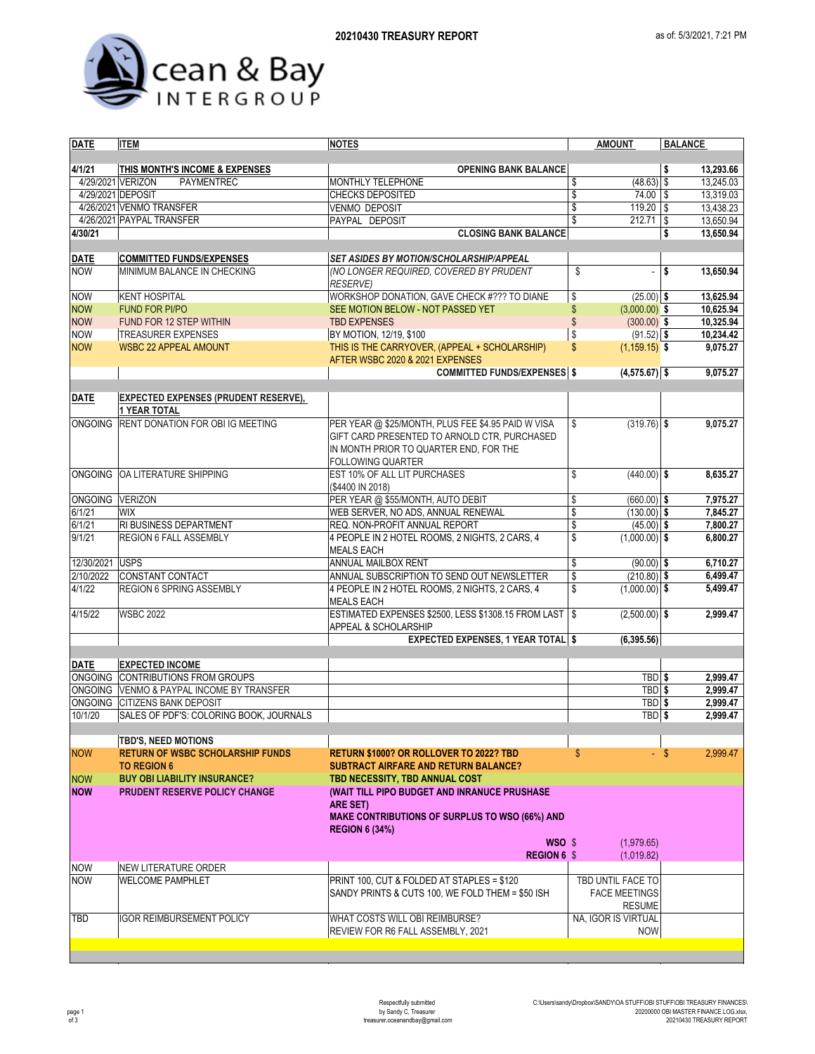# 20210430 TREASURY REPORT

as of: 5/3/2021, 7:21 PM

Ocean & Bay INTERGROUP

| DATE | ITEM | NOTES | AMOUNT | BALANCE |
|---|---|---|---|---|
| 4/1/21 | THIS MONTH'S INCOME & EXPENSES | OPENING BANK BALANCE | | $ 13,293.66 |
| 4/29/2021 | VERIZON PAYMENTREC | MONTHLY TELEPHONE | $ (48.63) | $ 13,245.03 |
| 4/29/2021 | DEPOSIT | CHECKS DEPOSITED | $ 74.00 | $ 13,319.03 |
| 4/26/2021 | VENMO TRANSFER | VENMO DEPOSIT | $ 119.20 | $ 13,438.23 |
| 4/26/2021 | PAYPAL TRANSFER | PAYPAL DEPOSIT | $ 212.71 | $ 13,650.94 |
| 4/30/21 | | CLOSING BANK BALANCE | | $ 13,650.94 |
| | | | | |
| DATE | COMMITTED FUNDS/EXPENSES | SET ASIDES BY MOTION/SCHOLARSHIP/APPEAL | | |
| NOW | MINIMUM BALANCE IN CHECKING | (NO LONGER REQUIRED, COVERED BY PRUDENT RESERVE) | $ - | $ 13,650.94 |
| NOW | KENT HOSPITAL | WORKSHOP DONATION, GAVE CHECK #??? TO DIANE | $ (25.00) | $ 13,625.94 |
| NOW | FUND FOR PI/PO | SEE MOTION BELOW - NOT PASSED YET | $ (3,000.00) | $ 10,625.94 |
| NOW | FUND FOR 12 STEP WITHIN | TBD EXPENSES | $ (300.00) | $ 10,325.94 |
| NOW | TREASURER EXPENSES | BY MOTION, 12/19, $100 | $ (91.52) | $ 10,234.42 |
| NOW | WSBC 22 APPEAL AMOUNT | THIS IS THE CARRYOVER, (APPEAL + SCHOLARSHIP) AFTER WSBC 2020 & 2021 EXPENSES | $ (1,159.15) | $ 9,075.27 |
| | | COMMITTED FUNDS/EXPENSES | $ (4,575.67) | $ 9,075.27 |
| | | | | |
| DATE | EXPECTED EXPENSES (PRUDENT RESERVE), 1 YEAR TOTAL | | | |
| ONGOING | RENT DONATION FOR OBI IG MEETING | PER YEAR @ $25/MONTH, PLUS FEE $4.95 PAID W VISA GIFT CARD PRESENTED TO ARNOLD CTR, PURCHASED IN MONTH PRIOR TO QUARTER END, FOR THE FOLLOWING QUARTER | $ (319.76) | $ 9,075.27 |
| ONGOING | OA LITERATURE SHIPPING | EST 10% OF ALL LIT PURCHASES ($4400 IN 2018) | $ (440.00) | $ 8,635.27 |
| ONGOING | VERIZON | PER YEAR @ $55/MONTH, AUTO DEBIT | $ (660.00) | $ 7,975.27 |
| 6/1/21 | WIX | WEB SERVER, NO ADS, ANNUAL RENEWAL | $ (130.00) | $ 7,845.27 |
| 6/1/21 | RI BUSINESS DEPARTMENT | REQ. NON-PROFIT ANNUAL REPORT | $ (45.00) | $ 7,800.27 |
| 9/1/21 | REGION 6 FALL ASSEMBLY | 4 PEOPLE IN 2 HOTEL ROOMS, 2 NIGHTS, 2 CARS, 4 MEALS EACH | $ (1,000.00) | $ 6,800.27 |
| 12/30/2021 | USPS | ANNUAL MAILBOX RENT | $ (90.00) | $ 6,710.27 |
| 2/10/2022 | CONSTANT CONTACT | ANNUAL SUBSCRIPTION TO SEND OUT NEWSLETTER | $ (210.80) | $ 6,499.47 |
| 4/1/22 | REGION 6 SPRING ASSEMBLY | 4 PEOPLE IN 2 HOTEL ROOMS, 2 NIGHTS, 2 CARS, 4 MEALS EACH | $ (1,000.00) | $ 5,499.47 |
| 4/15/22 | WSBC 2022 | ESTIMATED EXPENSES $2500, LESS $1308.15 FROM LAST APPEAL & SCHOLARSHIP | $ (2,500.00) | $ 2,999.47 |
| | | EXPECTED EXPENSES, 1 YEAR TOTAL | $ (6,395.56) | |
| | | | | |
| DATE | EXPECTED INCOME | | | |
| ONGOING | CONTRIBUTIONS FROM GROUPS | | TBD | $ 2,999.47 |
| ONGOING | VENMO & PAYPAL INCOME BY TRANSFER | | TBD | $ 2,999.47 |
| ONGOING | CITIZENS BANK DEPOSIT | | TBD | $ 2,999.47 |
| 10/1/20 | SALES OF PDF'S: COLORING BOOK, JOURNALS | | TBD | $ 2,999.47 |
| | | | | |
| | TBD'S, NEED MOTIONS | | | |
| NOW | RETURN OF WSBC SCHOLARSHIP FUNDS TO REGION 6 | RETURN $1000? OR ROLLOVER TO 2022? TBD SUBTRACT AIRFARE AND RETURN BALANCE? | $ - | $ 2,999.47 |
| NOW | BUY OBI LIABILITY INSURANCE? | TBD NECESSITY, TBD ANNUAL COST | | |
| NOW | PRUDENT RESERVE POLICY CHANGE | (WAIT TILL PIPO BUDGET AND INRANUCE PRUSHASE ARE SET) MAKE CONTRIBUTIONS OF SURPLUS TO WSO (66%) AND REGION 6 (34%) | | |
| | | WSO | $ (1,979.65) | |
| | | REGION 6 | $ (1,019.82) | |
| NOW | NEW LITERATURE ORDER | | | |
| NOW | WELCOME PAMPHLET | PRINT 100, CUT & FOLDED AT STAPLES = $120 SANDY PRINTS & CUTS 100, WE FOLD THEM = $50 ISH | TBD UNTIL FACE TO FACE MEETINGS RESUME | |
| TBD | IGOR REIMBURSEMENT POLICY | WHAT COSTS WILL OBI REIMBURSE? REVIEW FOR R6 FALL ASSEMBLY, 2021 | NA, IGOR IS VIRTUAL NOW | |

Respectfully submitted
by Sandy C, Treasurer
treasurer.oceanandbay@gmail.com

C:\Users\sandy\Dropbox\SANDY\OA STUFF\OBI STUFF\OBI TREASURY FINANCES\20200000 OBI MASTER FINANCE LOG.xlsx, 20210430 TREASURY REPORT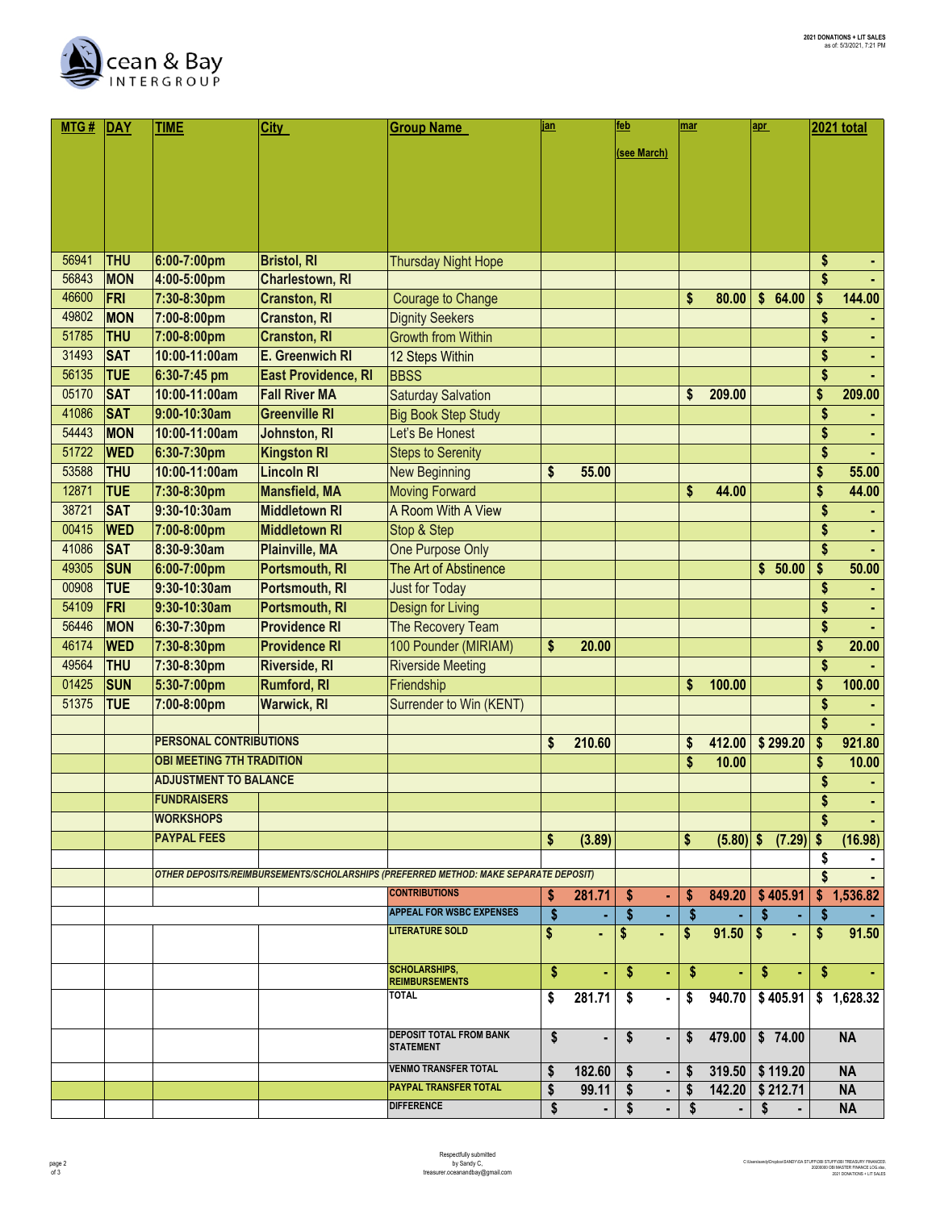Ocean & Bay INTERGROUP

**2021 DONATIONS + LIT SALES**
as of: 5/3/2021, 7:21 PM

| MTG # | DAY | TIME | City | Group Name | jan | feb (see March) | mar | apr | 2021 total |
|---|---|---|---|---|---|---|---|---|---|
| 56941 | THU | 6:00-7:00pm | Bristol, RI | Thursday Night Hope | | | | | $ - |
| 56843 | MON | 4:00-5:00pm | Charlestown, RI | | | | | | $ - |
| 46600 | FRI | 7:30-8:30pm | Cranston, RI | Courage to Change | | | $ 80.00 | $ 64.00 | $ 144.00 |
| 49802 | MON | 7:00-8:00pm | Cranston, RI | Dignity Seekers | | | | | $ - |
| 51785 | THU | 7:00-8:00pm | Cranston, RI | Growth from Within | | | | | $ - |
| 31493 | SAT | 10:00-11:00am | E. Greenwich RI | 12 Steps Within | | | | | $ - |
| 56135 | TUE | 6:30-7:45 pm | East Providence, RI | BBSS | | | | | $ - |
| 05170 | SAT | 10:00-11:00am | Fall River MA | Saturday Salvation | | | $ 209.00 | | $ 209.00 |
| 41086 | SAT | 9:00-10:30am | Greenville RI | Big Book Step Study | | | | | $ - |
| 54443 | MON | 10:00-11:00am | Johnston, RI | Let's Be Honest | | | | | $ - |
| 51722 | WED | 6:30-7:30pm | Kingston RI | Steps to Serenity | | | | | $ - |
| 53588 | THU | 10:00-11:00am | Lincoln RI | New Beginning | $ 55.00 | | | | $ 55.00 |
| 12871 | TUE | 7:30-8:30pm | Mansfield, MA | Moving Forward | | | $ 44.00 | | $ 44.00 |
| 38721 | SAT | 9:30-10:30am | Middletown RI | A Room With A View | | | | | $ - |
| 00415 | WED | 7:00-8:00pm | Middletown RI | Stop & Step | | | | | $ - |
| 41086 | SAT | 8:30-9:30am | Plainville, MA | One Purpose Only | | | | | $ - |
| 49305 | SUN | 6:00-7:00pm | Portsmouth, RI | The Art of Abstinence | | | | $ 50.00 | $ 50.00 |
| 00908 | TUE | 9:30-10:30am | Portsmouth, RI | Just for Today | | | | | $ - |
| 54109 | FRI | 9:30-10:30am | Portsmouth, RI | Design for Living | | | | | $ - |
| 56446 | MON | 6:30-7:30pm | Providence RI | The Recovery Team | | | | | $ - |
| 46174 | WED | 7:30-8:30pm | Providence RI | 100 Pounder (MIRIAM) | $ 20.00 | | | | $ 20.00 |
| 49564 | THU | 7:30-8:30pm | Riverside, RI | Riverside Meeting | | | | | $ - |
| 01425 | SUN | 5:30-7:00pm | Rumford, RI | Friendship | | | $ 100.00 | | $ 100.00 |
| 51375 | TUE | 7:00-8:00pm | Warwick, RI | Surrender to Win (KENT) | | | | | $ - |
| | | | | | | | | | $ - |
| | | PERSONAL CONTRIBUTIONS | | | $ 210.60 | | $ 412.00 | $ 299.20 | $ 921.80 |
| | | OBI MEETING 7TH TRADITION | | | | | $ 10.00 | | $ 10.00 |
| | | ADJUSTMENT TO BALANCE | | | | | | | $ - |
| | | FUNDRAISERS | | | | | | | $ - |
| | | WORKSHOPS | | | | | | | $ - |
| | | PAYPAL FEES | | | $ (3.89) | | $ (5.80) | $ (7.29) | $ (16.98) |
| | | | | | | | | | $ - |
| | | OTHER DEPOSITS/REIMBURSEMENTS/SCHOLARSHIPS (PREFERRED METHOD: MAKE SEPARATE DEPOSIT) | | | | | | | $ - |
| | | | | CONTRIBUTIONS | $ 281.71 | $ - | $ 849.20 | $ 405.91 | $ 1,536.82 |
| | | | | APPEAL FOR WSBC EXPENSES | $ - | $ - | $ - | $ - | $ - |
| | | | | LITERATURE SOLD | $ - | $ - | $ 91.50 | $ - | $ 91.50 |
| | | | | SCHOLARSHIPS, REIMBURSEMENTS | $ - | $ - | $ - | $ - | $ - |
| | | | | TOTAL | $ 281.71 | $ - | $ 940.70 | $ 405.91 | $ 1,628.32 |
| | | | | DEPOSIT TOTAL FROM BANK STATEMENT | $ - | $ - | $ 479.00 | $ 74.00 | NA |
| | | | | VENMO TRANSFER TOTAL | $ 182.60 | $ - | $ 319.50 | $ 119.20 | NA |
| | | | | PAYPAL TRANSFER TOTAL | $ 99.11 | $ - | $ 142.20 | $ 212.71 | NA |
| | | | | DIFFERENCE | $ - | $ - | $ - | $ - | NA |

Respectfully submitted
by Sandy C,
treasurer.oceanandbay@gmail.com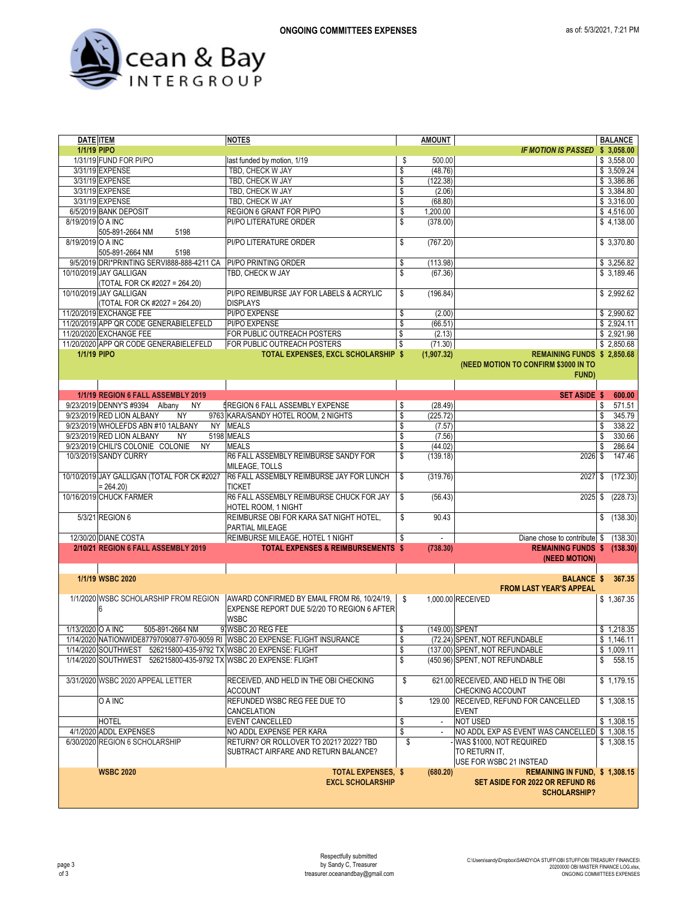**ONGOING COMMITTEES EXPENSES**

as of: 5/3/2021, 7:21 PM

Ocean & Bay INTERGROUP

| DATE | ITEM | NOTES | AMOUNT | | BALANCE |
|---|---|---|---|---|---|
| 1/1/19 | PIPO | | | *IF MOTION IS PASSED* | $ 3,058.00 |
| 1/31/19 | FUND FOR PI/PO | last funded by motion, 1/19 | $ 500.00 | | $ 3,558.00 |
| 3/31/19 | EXPENSE | TBD, CHECK W JAY | $ (48.76) | | $ 3,509.24 |
| 3/31/19 | EXPENSE | TBD, CHECK W JAY | $ (122.38) | | $ 3,386.86 |
| 3/31/19 | EXPENSE | TBD, CHECK W JAY | $ (2.06) | | $ 3,384.80 |
| 3/31/19 | EXPENSE | TBD, CHECK W JAY | $ (68.80) | | $ 3,316.00 |
| 6/5/2019 | BANK DEPOSIT | REGION 6 GRANT FOR PI/PO | $ 1,200.00 | | $ 4,516.00 |
| 8/19/2019 | O A INC 505-891-2664 NM 5198 | PI/PO LITERATURE ORDER | $ (378.00) | | $ 4,138.00 |
| 8/19/2019 | O A INC 505-891-2664 NM 5198 | PI/PO LITERATURE ORDER | $ (767.20) | | $ 3,370.80 |
| 9/5/2019 | DRI*PRINTING SERVI888-888-4211 CA | PI/PO PRINTING ORDER | $ (113.98) | | $ 3,256.82 |
| 10/10/2019 | JAY GALLIGAN (TOTAL FOR CK #2027 = 264.20) | TBD, CHECK W JAY | $ (67.36) | | $ 3,189.46 |
| 10/10/2019 | JAY GALLIGAN (TOTAL FOR CK #2027 = 264.20) | PI/PO REIMBURSE JAY FOR LABELS & ACRYLIC DISPLAYS | $ (196.84) | | $ 2,992.62 |
| 11/20/2019 | EXCHANGE FEE | PI/PO EXPENSE | $ (2.00) | | $ 2,990.62 |
| 11/20/2019 | APP QR CODE GENERABIELEFELD | PI/PO EXPENSE | $ (66.51) | | $ 2,924.11 |
| 11/20/2020 | EXCHANGE FEE | FOR PUBLIC OUTREACH POSTERS | $ (2.13) | | $ 2,921.98 |
| 11/20/2020 | APP QR CODE GENERABIELEFELD | FOR PUBLIC OUTREACH POSTERS | $ (71.30) | | $ 2,850.68 |
| **1/1/19** | **PIPO** | **TOTAL EXPENSES, EXCL SCHOLARSHIP** | **$ (1,907.32)** | **REMAINING FUNDS (NEED MOTION TO CONFIRM $3000 IN TO FUND)** | **$ 2,850.68** |
| | | | | | |
| **1/1/19** | **REGION 6 FALL ASSEMBLY 2019** | | | **SET ASIDE** | **$ 600.00** |
| 9/23/2019 | DENNY'S #9394 Albany NY | 5 REGION 6 FALL ASSEMBLY EXPENSE | $ (28.49) | | $ 571.51 |
| 9/23/2019 | RED LION ALBANY NY | 9763 KARA/SANDY HOTEL ROOM, 2 NIGHTS | $ (225.72) | | $ 345.79 |
| 9/23/2019 | WHOLEFDS ABN #10 1ALBANY NY | MEALS | $ (7.57) | | $ 338.22 |
| 9/23/2019 | RED LION ALBANY NY | 5198 MEALS | $ (7.56) | | $ 330.66 |
| 9/23/2019 | CHILI'S COLONIE COLONIE NY | MEALS | $ (44.02) | | $ 286.64 |
| 10/3/2019 | SANDY CURRY | R6 FALL ASSEMBLY REIMBURSE SANDY FOR MILEAGE, TOLLS | $ (139.18) | 2026 | $ 147.46 |
| 10/10/2019 | JAY GALLIGAN (TOTAL FOR CK #2027 = 264.20) | R6 FALL ASSEMBLY REIMBURSE JAY FOR LUNCH TICKET | $ (319.76) | 2027 | $ (172.30) |
| 10/16/2019 | CHUCK FARMER | R6 FALL ASSEMBLY REIMBURSE CHUCK FOR JAY HOTEL ROOM, 1 NIGHT | $ (56.43) | 2025 | $ (228.73) |
| 5/3/21 | REGION 6 | REIMBURSE OBI FOR KARA SAT NIGHT HOTEL, PARTIAL MILEAGE | $ 90.43 | | $ (138.30) |
| 12/30/20 | DIANE COSTA | REIMBURSE MILEAGE, HOTEL 1 NIGHT | $ - | Diane chose to contribute | $ (138.30) |
| **2/10/21** | **REGION 6 FALL ASSEMBLY 2019** | **TOTAL EXPENSES & REIMBURSEMENTS** | **$ (738.30)** | **REMAINING FUNDS (NEED MOTION)** | **$ (138.30)** |
| | | | | | |
| **1/1/19** | **WSBC 2020** | | | **BALANCE FROM LAST YEAR'S APPEAL** | **$ 367.35** |
| 1/1/2020 | WSBC SCHOLARSHIP FROM REGION 6 | AWARD CONFIRMED BY EMAIL FROM R6, 10/24/19, EXPENSE REPORT DUE 5/2/20 TO REGION 6 AFTER WSBC | $ 1,000.00 | RECEIVED | $ 1,367.35 |
| 1/13/2020 | O A INC 505-891-2664 NM | 9 WSBC 20 REG FEE | $ (149.00) | SPENT | $ 1,218.35 |
| 1/14/2020 | NATIONWIDE87797090877-970-9059 RI | WSBC 20 EXPENSE: FLIGHT INSURANCE | $ (72.24) | SPENT, NOT REFUNDABLE | $ 1,146.11 |
| 1/14/2020 | SOUTHWEST 526215800-435-9792 TX | WSBC 20 EXPENSE: FLIGHT | $ (137.00) | SPENT, NOT REFUNDABLE | $ 1,009.11 |
| 1/14/2020 | SOUTHWEST 526215800-435-9792 TX | WSBC 20 EXPENSE: FLIGHT | $ (450.96) | SPENT, NOT REFUNDABLE | $ 558.15 |
| 3/31/2020 | WSBC 2020 APPEAL LETTER | RECEIVED, AND HELD IN THE OBI CHECKING ACCOUNT | $ 621.00 | RECEIVED, AND HELD IN THE OBI CHECKING ACCOUNT | $ 1,179.15 |
| | O A INC | REFUNDED WSBC REG FEE DUE TO CANCELATION | $ 129.00 | RECEIVED, REFUND FOR CANCELLED EVENT | $ 1,308.15 |
| | HOTEL | EVENT CANCELLED | $ - | NOT USED | $ 1,308.15 |
| 4/1/2020 | ADDL EXPENSES | NO ADDL EXPENSE PER KARA | $ - | NO ADDL EXP AS EVENT WAS CANCELLED | $ 1,308.15 |
| 6/30/2020 | REGION 6 SCHOLARSHIP | RETURN? OR ROLLOVER TO 2021? 2022? TBD SUBTRACT AIRFARE AND RETURN BALANCE? | $ - | WAS $1000, NOT REQUIRED TO RETURN IT, USE FOR WSBC 21 INSTEAD | $ 1,308.15 |
| | **WSBC 2020** | **TOTAL EXPENSES, EXCL SCHOLARSHIP** | **$ (680.20)** | **REMAINING IN FUND, SET ASIDE FOR 2022 OR REFUND R6 SCHOLARSHIP?** | **$ 1,308.15** |

Respectfully submitted
by Sandy C, Treasurer
treasurer.oceanandbay@gmail.com

C:\Users\sandy\Dropbox\SANDY\OA STUFF\OBI STUFF\OBI TREASURY FINANCES\20200000 OBI MASTER FINANCE LOG.xlsx, ONGOING COMMITTEES EXPENSES